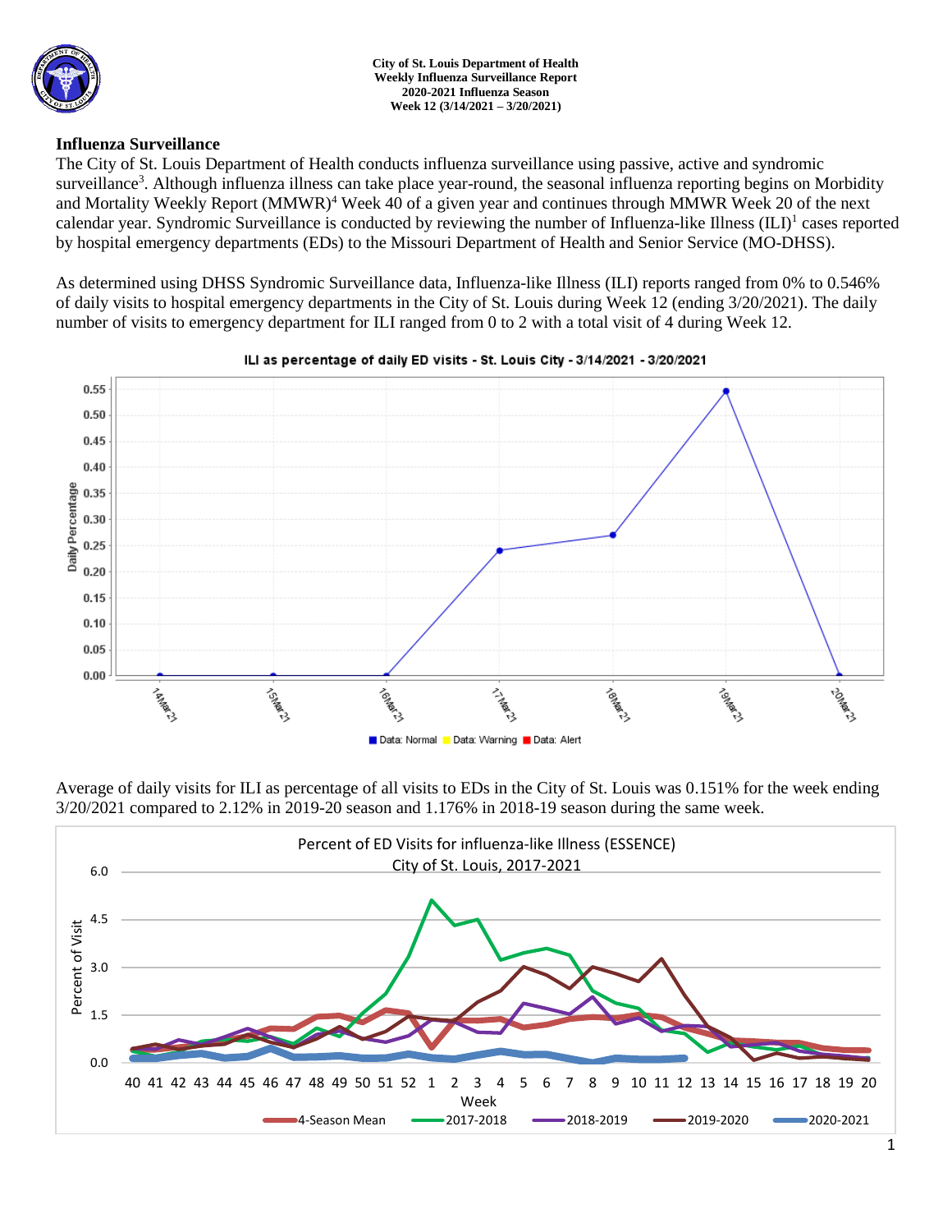**City of St. Louis Department of Health**
**Weekly Influenza Surveillance Report**
**2020-2021 Influenza Season**
**Week 12 (3/14/2021 – 3/20/2021)**

## Influenza Surveillance

The City of St. Louis Department of Health conducts influenza surveillance using passive, active and syndromic surveillance[3]. Although influenza illness can take place year-round, the seasonal influenza reporting begins on Morbidity and Mortality Weekly Report (MMWR)[4] Week 40 of a given year and continues through MMWR Week 20 of the next calendar year. Syndromic Surveillance is conducted by reviewing the number of Influenza-like Illness (ILI)[1] cases reported by hospital emergency departments (EDs) to the Missouri Department of Health and Senior Service (MO-DHSS).

As determined using DHSS Syndromic Surveillance data, Influenza-like Illness (ILI) reports ranged from 0% to 0.546% of daily visits to hospital emergency departments in the City of St. Louis during Week 12 (ending 3/20/2021). The daily number of visits to emergency department for ILI ranged from 0 to 2 with a total visit of 4 during Week 12.

ILI as percentage of daily ED visits - St. Louis City - 3/14/2021 - 3/20/2021

Average of daily visits for ILI as percentage of all visits to EDs in the City of St. Louis was 0.151% for the week ending 3/20/2021 compared to 2.12% in 2019-20 season and 1.176% in 2018-19 season during the same week.

Percent of ED Visits for influenza-like Illness (ESSENCE) City of St. Louis, 2017-2021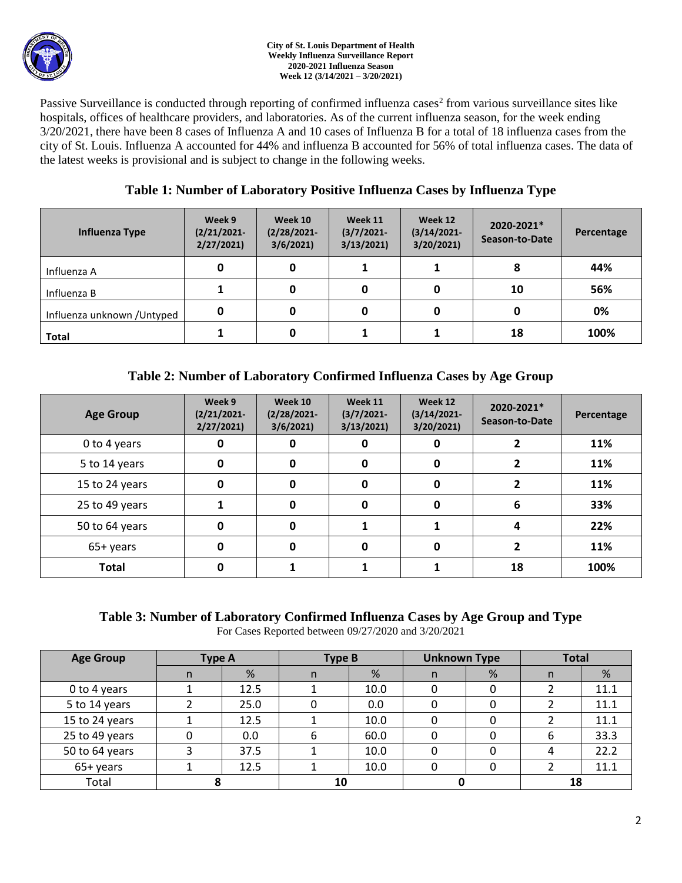Passive Surveillance is conducted through reporting of confirmed influenza cases[2] from various surveillance sites like hospitals, offices of healthcare providers, and laboratories. As of the current influenza season, for the week ending 3/20/2021, there have been 8 cases of Influenza A and 10 cases of Influenza B for a total of 18 influenza cases from the city of St. Louis. Influenza A accounted for 44% and influenza B accounted for 56% of total influenza cases. The data of the latest weeks is provisional and is subject to change in the following weeks.

### Table 1: Number of Laboratory Positive Influenza Cases by Influenza Type

| Influenza Type | Week 9 (2/21/2021-2/27/2021) | Week 10 (2/28/2021-3/6/2021) | Week 11 (3/7/2021-3/13/2021) | Week 12 (3/14/2021-3/20/2021) | 2020-2021* Season-to-Date | Percentage |
|---|---|---|---|---|---|---|
| Influenza A | 0 | 0 | 1 | 1 | 8 | 44% |
| Influenza B | 1 | 0 | 0 | 0 | 10 | 56% |
| Influenza unknown /Untyped | 0 | 0 | 0 | 0 | 0 | 0% |
| **Total** | 1 | 0 | 1 | 1 | 18 | 100% |

### Table 2: Number of Laboratory Confirmed Influenza Cases by Age Group

| Age Group | Week 9 (2/21/2021-2/27/2021) | Week 10 (2/28/2021-3/6/2021) | Week 11 (3/7/2021-3/13/2021) | Week 12 (3/14/2021-3/20/2021) | 2020-2021* Season-to-Date | Percentage |
|---|---|---|---|---|---|---|
| 0 to 4 years | 0 | 0 | 0 | 0 | 2 | 11% |
| 5 to 14 years | 0 | 0 | 0 | 0 | 2 | 11% |
| 15 to 24 years | 0 | 0 | 0 | 0 | 2 | 11% |
| 25 to 49 years | 1 | 0 | 0 | 0 | 6 | 33% |
| 50 to 64 years | 0 | 0 | 1 | 1 | 4 | 22% |
| 65+ years | 0 | 0 | 0 | 0 | 2 | 11% |
| **Total** | 0 | 1 | 1 | 1 | 18 | 100% |

### Table 3: Number of Laboratory Confirmed Influenza Cases by Age Group and Type

For Cases Reported between 09/27/2020 and 3/20/2021

| Age Group | Type A | | Type B | | Unknown Type | | Total | |
|---|---|---|---|---|---|---|---|---|
| | n | % | n | % | n | % | n | % |
| 0 to 4 years | 1 | 12.5 | 1 | 10.0 | 0 | 0 | 2 | 11.1 |
| 5 to 14 years | 2 | 25.0 | 0 | 0.0 | 0 | 0 | 2 | 11.1 |
| 15 to 24 years | 1 | 12.5 | 1 | 10.0 | 0 | 0 | 2 | 11.1 |
| 25 to 49 years | 0 | 0.0 | 6 | 60.0 | 0 | 0 | 6 | 33.3 |
| 50 to 64 years | 3 | 37.5 | 1 | 10.0 | 0 | 0 | 4 | 22.2 |
| 65+ years | 1 | 12.5 | 1 | 10.0 | 0 | 0 | 2 | 11.1 |
| Total | 8 | | 10 | | 0 | | 18 | |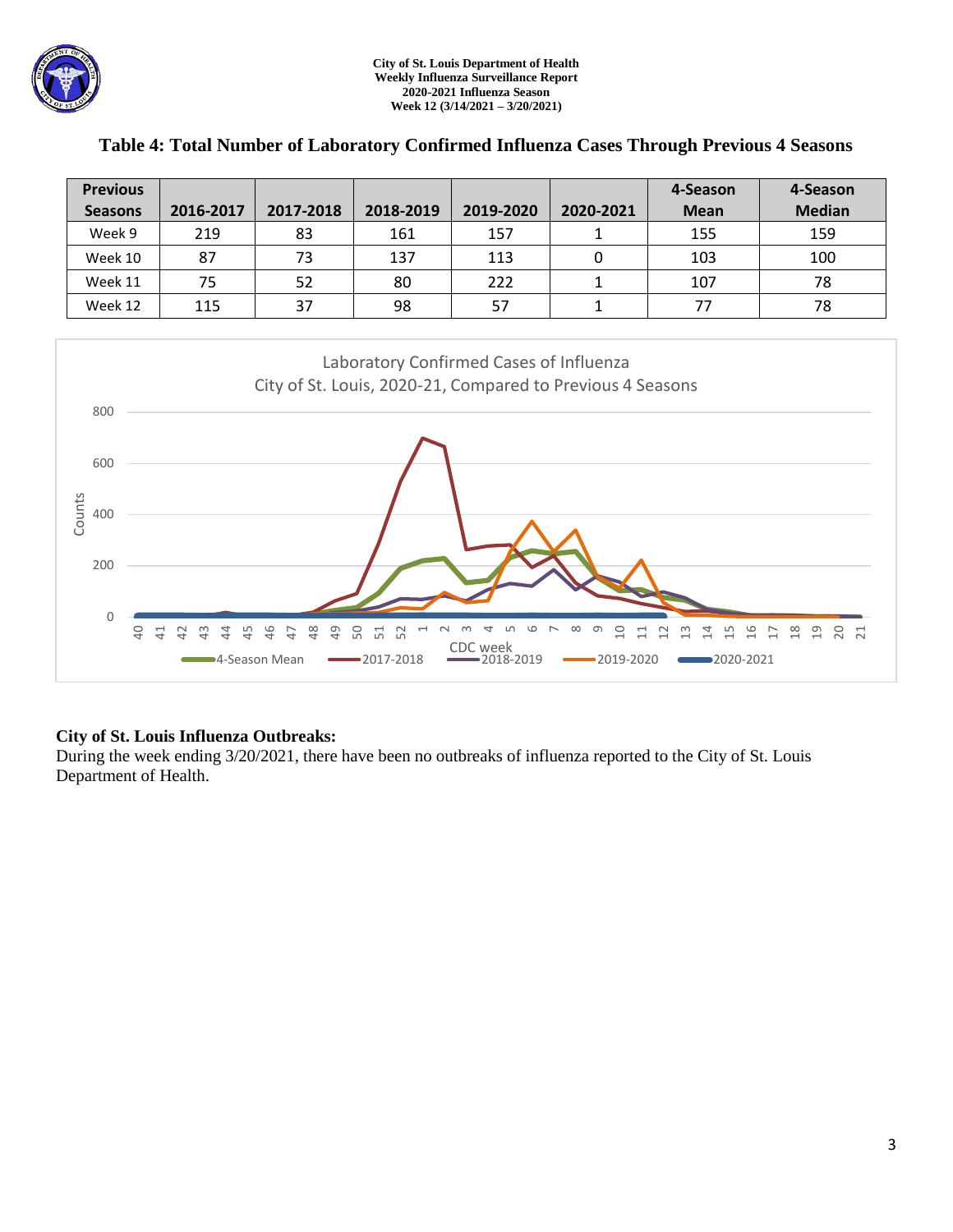## Table 4: Total Number of Laboratory Confirmed Influenza Cases Through Previous 4 Seasons

| Previous Seasons | 2016-2017 | 2017-2018 | 2018-2019 | 2019-2020 | 2020-2021 | 4-Season Mean | 4-Season Median |
|---|---|---|---|---|---|---|---|
| Week 9 | 219 | 83 | 161 | 157 | 1 | 155 | 159 |
| Week 10 | 87 | 73 | 137 | 113 | 0 | 103 | 100 |
| Week 11 | 75 | 52 | 80 | 222 | 1 | 107 | 78 |
| Week 12 | 115 | 37 | 98 | 57 | 1 | 77 | 78 |

**City of St. Louis Influenza Outbreaks:**
During the week ending 3/20/2021, there have been no outbreaks of influenza reported to the City of St. Louis Department of Health.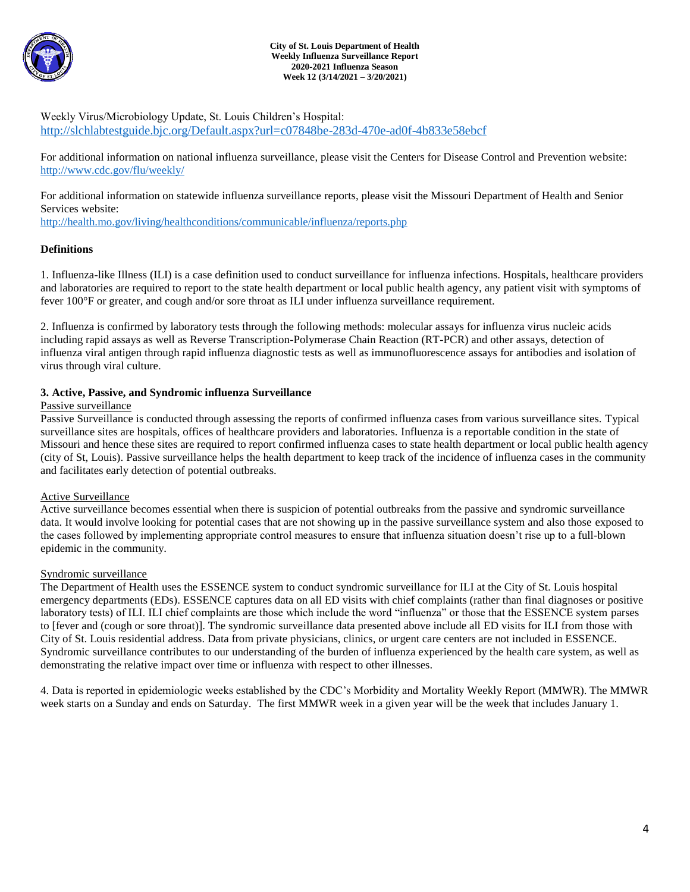Weekly Virus/Microbiology Update, St. Louis Children's Hospital:
http://slchlabtestguide.bjc.org/Default.aspx?url=c07848be-283d-470e-ad0f-4b833e58ebcf

For additional information on national influenza surveillance, please visit the Centers for Disease Control and Prevention website: http://www.cdc.gov/flu/weekly/

For additional information on statewide influenza surveillance reports, please visit the Missouri Department of Health and Senior Services website:
http://health.mo.gov/living/healthconditions/communicable/influenza/reports.php

**Definitions**

1. Influenza-like Illness (ILI) is a case definition used to conduct surveillance for influenza infections. Hospitals, healthcare providers and laboratories are required to report to the state health department or local public health agency, any patient visit with symptoms of fever 100°F or greater, and cough and/or sore throat as ILI under influenza surveillance requirement.

2. Influenza is confirmed by laboratory tests through the following methods: molecular assays for influenza virus nucleic acids including rapid assays as well as Reverse Transcription-Polymerase Chain Reaction (RT-PCR) and other assays, detection of influenza viral antigen through rapid influenza diagnostic tests as well as immunofluorescence assays for antibodies and isolation of virus through viral culture.

**3. Active, Passive, and Syndromic influenza Surveillance**

Passive surveillance

Passive Surveillance is conducted through assessing the reports of confirmed influenza cases from various surveillance sites. Typical surveillance sites are hospitals, offices of healthcare providers and laboratories. Influenza is a reportable condition in the state of Missouri and hence these sites are required to report confirmed influenza cases to state health department or local public health agency (city of St, Louis). Passive surveillance helps the health department to keep track of the incidence of influenza cases in the community and facilitates early detection of potential outbreaks.

Active Surveillance

Active surveillance becomes essential when there is suspicion of potential outbreaks from the passive and syndromic surveillance data. It would involve looking for potential cases that are not showing up in the passive surveillance system and also those exposed to the cases followed by implementing appropriate control measures to ensure that influenza situation doesn't rise up to a full-blown epidemic in the community.

Syndromic surveillance

The Department of Health uses the ESSENCE system to conduct syndromic surveillance for ILI at the City of St. Louis hospital emergency departments (EDs). ESSENCE captures data on all ED visits with chief complaints (rather than final diagnoses or positive laboratory tests) of ILI. ILI chief complaints are those which include the word "influenza" or those that the ESSENCE system parses to [fever and (cough or sore throat)]. The syndromic surveillance data presented above include all ED visits for ILI from those with City of St. Louis residential address. Data from private physicians, clinics, or urgent care centers are not included in ESSENCE. Syndromic surveillance contributes to our understanding of the burden of influenza experienced by the health care system, as well as demonstrating the relative impact over time or influenza with respect to other illnesses.

4. Data is reported in epidemiologic weeks established by the CDC's Morbidity and Mortality Weekly Report (MMWR). The MMWR week starts on a Sunday and ends on Saturday. The first MMWR week in a given year will be the week that includes January 1.